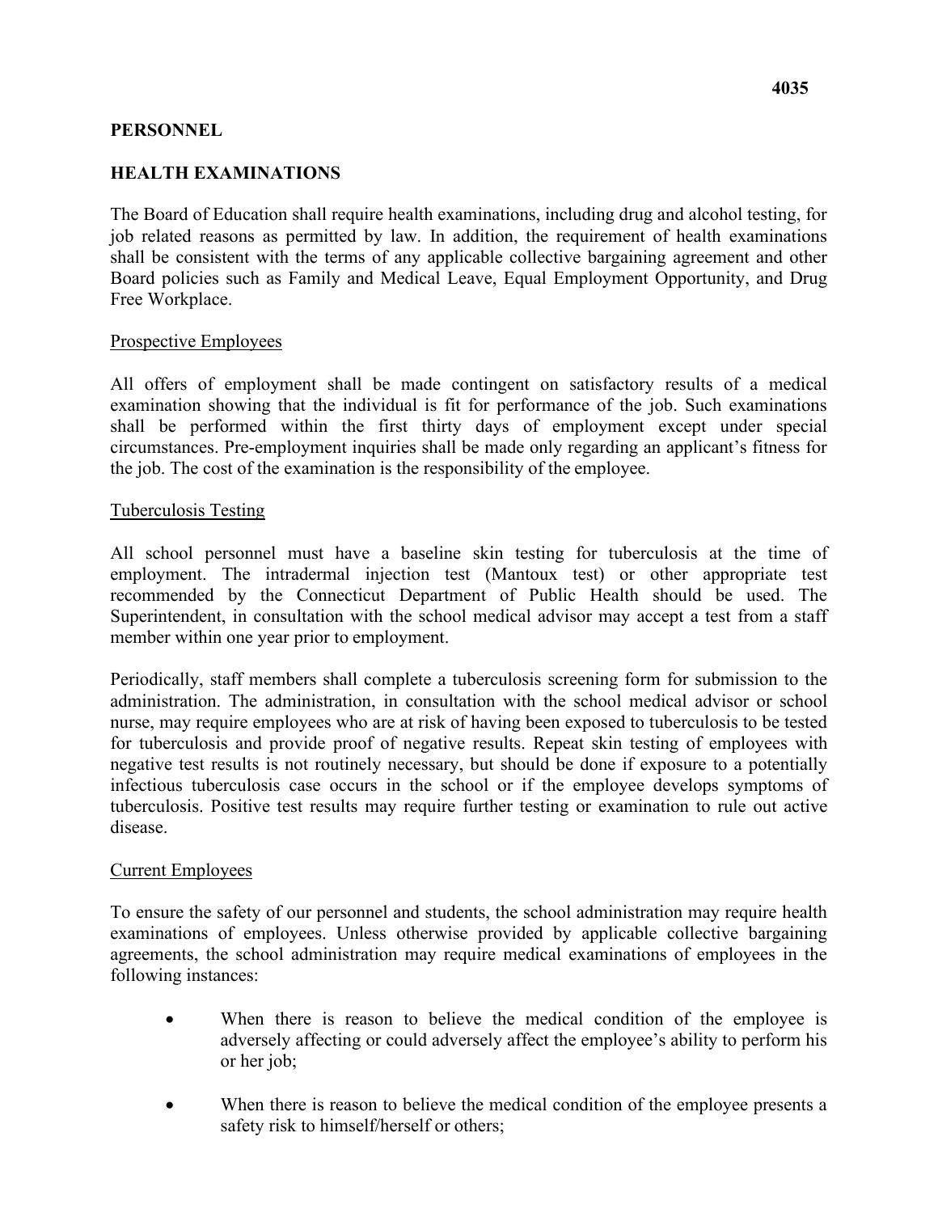4035

**PERSONNEL**

**HEALTH EXAMINATIONS**

The Board of Education shall require health examinations, including drug and alcohol testing, for job related reasons as permitted by law. In addition, the requirement of health examinations shall be consistent with the terms of any applicable collective bargaining agreement and other Board policies such as Family and Medical Leave, Equal Employment Opportunity, and Drug Free Workplace.

Prospective Employees

All offers of employment shall be made contingent on satisfactory results of a medical examination showing that the individual is fit for performance of the job. Such examinations shall be performed within the first thirty days of employment except under special circumstances. Pre-employment inquiries shall be made only regarding an applicant's fitness for the job. The cost of the examination is the responsibility of the employee.

Tuberculosis Testing

All school personnel must have a baseline skin testing for tuberculosis at the time of employment. The intradermal injection test (Mantoux test) or other appropriate test recommended by the Connecticut Department of Public Health should be used. The Superintendent, in consultation with the school medical advisor may accept a test from a staff member within one year prior to employment.

Periodically, staff members shall complete a tuberculosis screening form for submission to the administration. The administration, in consultation with the school medical advisor or school nurse, may require employees who are at risk of having been exposed to tuberculosis to be tested for tuberculosis and provide proof of negative results. Repeat skin testing of employees with negative test results is not routinely necessary, but should be done if exposure to a potentially infectious tuberculosis case occurs in the school or if the employee develops symptoms of tuberculosis. Positive test results may require further testing or examination to rule out active disease.

Current Employees

To ensure the safety of our personnel and students, the school administration may require health examinations of employees. Unless otherwise provided by applicable collective bargaining agreements, the school administration may require medical examinations of employees in the following instances:

- When there is reason to believe the medical condition of the employee is adversely affecting or could adversely affect the employee's ability to perform his or her job;
- When there is reason to believe the medical condition of the employee presents a safety risk to himself/herself or others;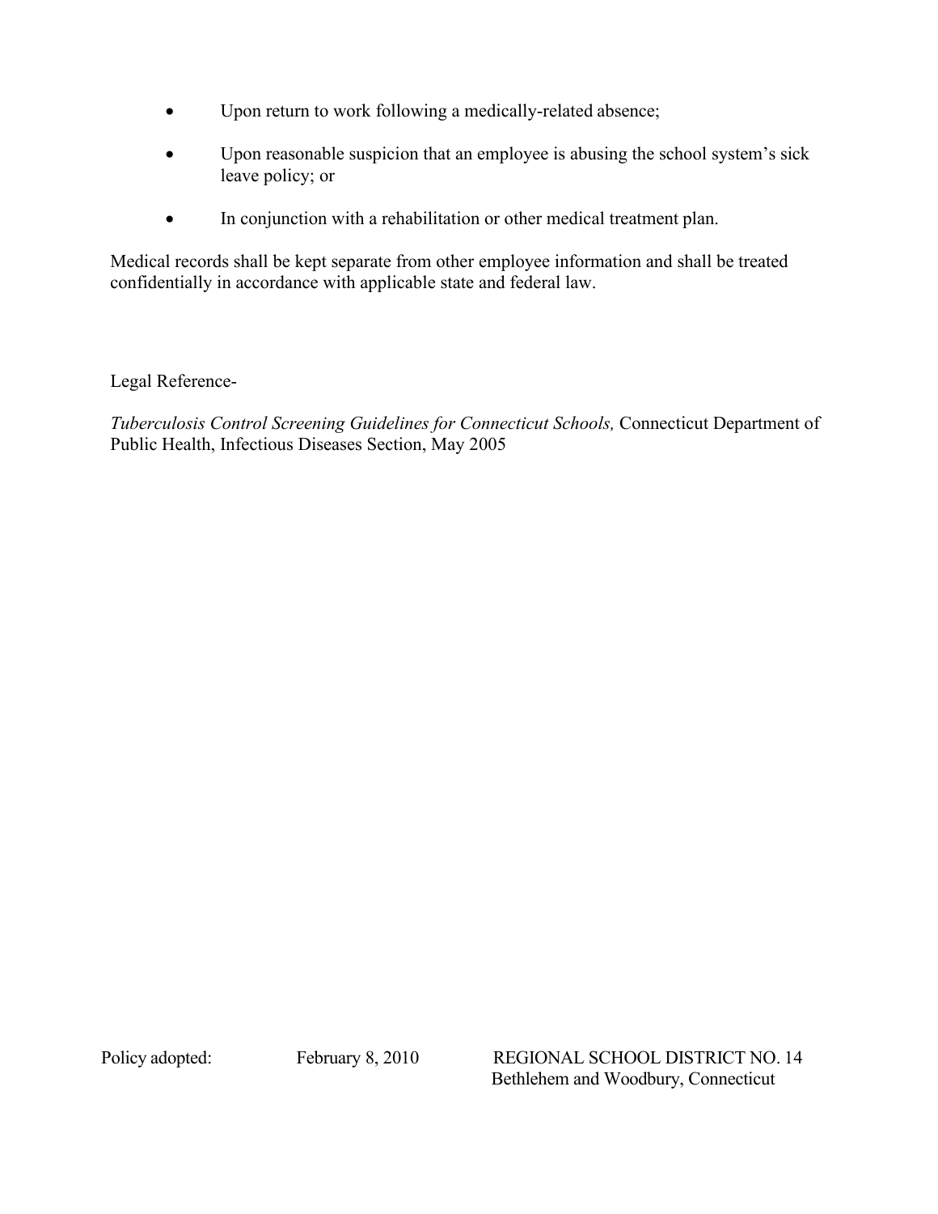- Upon return to work following a medically-related absence;
- Upon reasonable suspicion that an employee is abusing the school system's sick leave policy; or
- In conjunction with a rehabilitation or other medical treatment plan.

Medical records shall be kept separate from other employee information and shall be treated confidentially in accordance with applicable state and federal law.

Legal Reference-

*Tuberculosis Control Screening Guidelines for Connecticut Schools,* Connecticut Department of Public Health, Infectious Diseases Section, May 2005

Policy adopted: February 8, 2010

REGIONAL SCHOOL DISTRICT NO. 14
Bethlehem and Woodbury, Connecticut